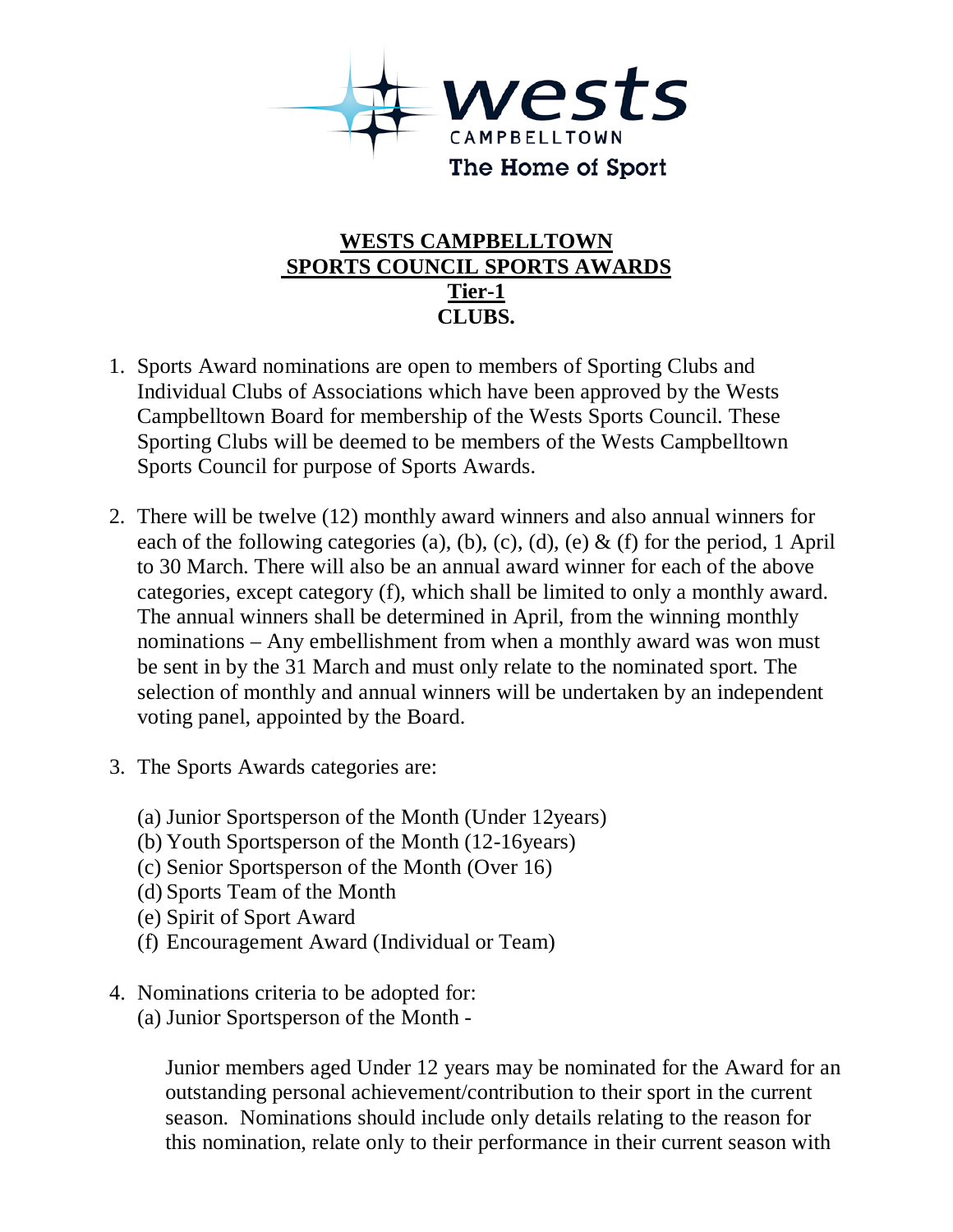# WESTS CAMPBELLTOWN SPORTS COUNCIL SPORTS AWARDS

## Tier-1

## CLUBS.

1. Sports Award nominations are open to members of Sporting Clubs and Individual Clubs of Associations which have been approved by the Wests Campbelltown Board for membership of the Wests Sports Council. These Sporting Clubs will be deemed to be members of the Wests Campbelltown Sports Council for purpose of Sports Awards.

2. There will be twelve (12) monthly award winners and also annual winners for each of the following categories (a), (b), (c), (d), (e) & (f) for the period, 1 April to 30 March. There will also be an annual award winner for each of the above categories, except category (f), which shall be limited to only a monthly award. The annual winners shall be determined in April, from the winning monthly nominations – Any embellishment from when a monthly award was won must be sent in by the 31 March and must only relate to the nominated sport. The selection of monthly and annual winners will be undertaken by an independent voting panel, appointed by the Board.

3. The Sports Awards categories are:

   (a) Junior Sportsperson of the Month (Under 12years)
   (b) Youth Sportsperson of the Month (12-16years)
   (c) Senior Sportsperson of the Month (Over 16)
   (d) Sports Team of the Month
   (e) Spirit of Sport Award
   (f) Encouragement Award (Individual or Team)

4. Nominations criteria to be adopted for:
   (a) Junior Sportsperson of the Month -

   Junior members aged Under 12 years may be nominated for the Award for an outstanding personal achievement/contribution to their sport in the current season. Nominations should include only details relating to the reason for this nomination, relate only to their performance in their current season with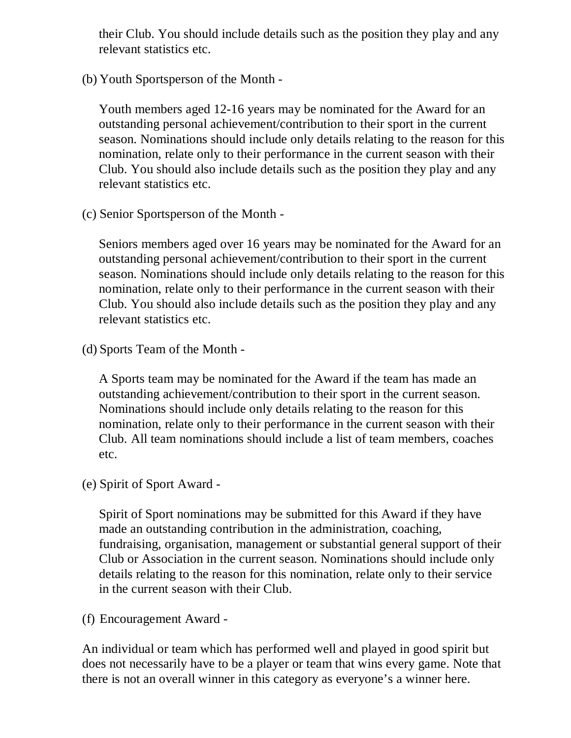their Club. You should include details such as the position they play and any relevant statistics etc.

(b) Youth Sportsperson of the Month -

Youth members aged 12-16 years may be nominated for the Award for an outstanding personal achievement/contribution to their sport in the current season. Nominations should include only details relating to the reason for this nomination, relate only to their performance in the current season with their Club. You should also include details such as the position they play and any relevant statistics etc.

(c) Senior Sportsperson of the Month -

Seniors members aged over 16 years may be nominated for the Award for an outstanding personal achievement/contribution to their sport in the current season. Nominations should include only details relating to the reason for this nomination, relate only to their performance in the current season with their Club. You should also include details such as the position they play and any relevant statistics etc.

(d) Sports Team of the Month -

A Sports team may be nominated for the Award if the team has made an outstanding achievement/contribution to their sport in the current season. Nominations should include only details relating to the reason for this nomination, relate only to their performance in the current season with their Club. All team nominations should include a list of team members, coaches etc.

(e) Spirit of Sport Award -

Spirit of Sport nominations may be submitted for this Award if they have made an outstanding contribution in the administration, coaching, fundraising, organisation, management or substantial general support of their Club or Association in the current season. Nominations should include only details relating to the reason for this nomination, relate only to their service in the current season with their Club.

(f) Encouragement Award -

An individual or team which has performed well and played in good spirit but does not necessarily have to be a player or team that wins every game. Note that there is not an overall winner in this category as everyone's a winner here.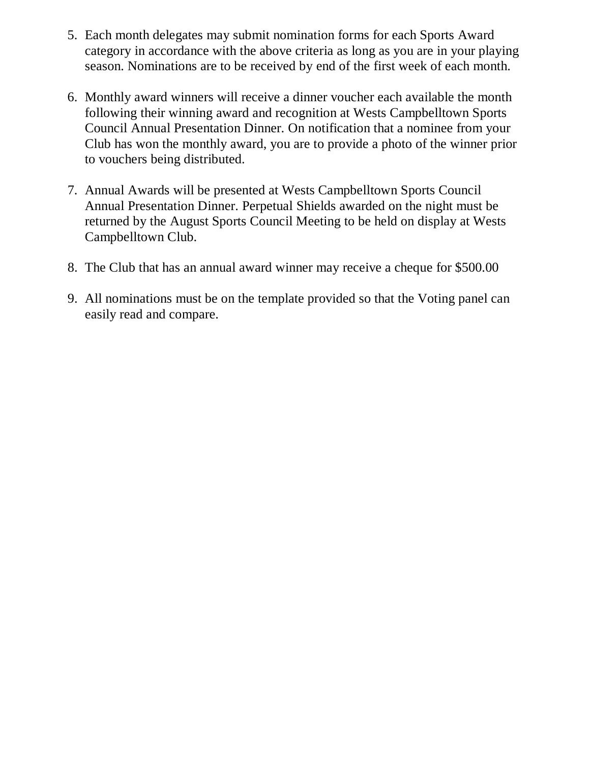5. Each month delegates may submit nomination forms for each Sports Award category in accordance with the above criteria as long as you are in your playing season. Nominations are to be received by end of the first week of each month.

6. Monthly award winners will receive a dinner voucher each available the month following their winning award and recognition at Wests Campbelltown Sports Council Annual Presentation Dinner. On notification that a nominee from your Club has won the monthly award, you are to provide a photo of the winner prior to vouchers being distributed.

7. Annual Awards will be presented at Wests Campbelltown Sports Council Annual Presentation Dinner. Perpetual Shields awarded on the night must be returned by the August Sports Council Meeting to be held on display at Wests Campbelltown Club.

8. The Club that has an annual award winner may receive a cheque for $500.00

9. All nominations must be on the template provided so that the Voting panel can easily read and compare.